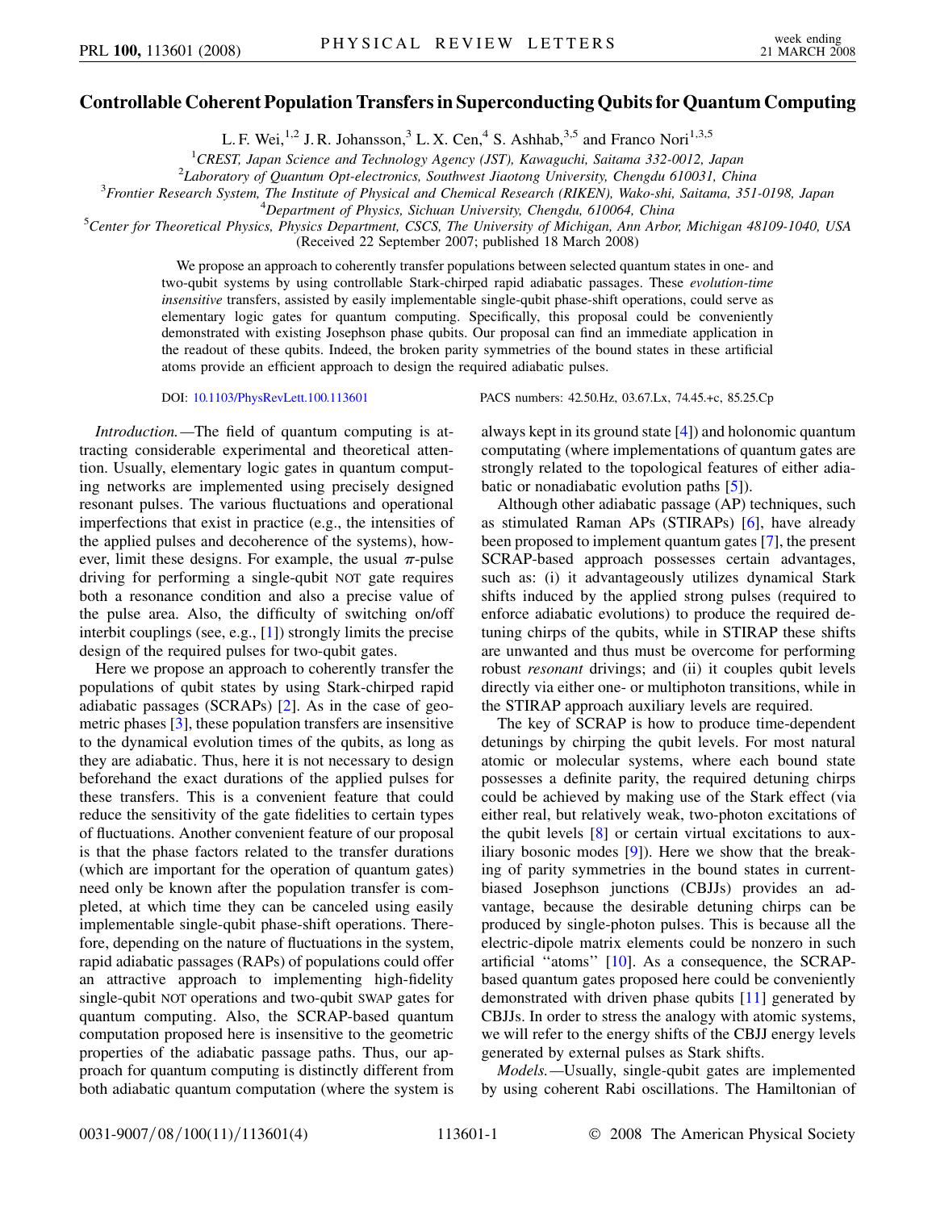# Controllable Coherent Population Transfers in Superconducting Qubits for Quantum Computing

L. F. Wei,[1,2] J. R. Johansson,[3] L. X. Cen,[4] S. Ashhab,[3,5] and Franco Nori[1,3,5]

[1]*CREST, Japan Science and Technology Agency (JST), Kawaguchi, Saitama 332-0012, Japan*

[2]*Laboratory of Quantum Opt-electronics, Southwest Jiaotong University, Chengdu 610031, China*

[3]*Frontier Research System, The Institute of Physical and Chemical Research (RIKEN), Wako-shi, Saitama, 351-0198, Japan*

[4]*Department of Physics, Sichuan University, Chengdu, 610064, China*

[5]*Center for Theoretical Physics, Physics Department, CSCS, The University of Michigan, Ann Arbor, Michigan 48109-1040, USA*

(Received 22 September 2007; published 18 March 2008)

We propose an approach to coherently transfer populations between selected quantum states in one- and two-qubit systems by using controllable Stark-chirped rapid adiabatic passages. These *evolution-time insensitive* transfers, assisted by easily implementable single-qubit phase-shift operations, could serve as elementary logic gates for quantum computing. Specifically, this proposal could be conveniently demonstrated with existing Josephson phase qubits. Our proposal can find an immediate application in the readout of these qubits. Indeed, the broken parity symmetries of the bound states in these artificial atoms provide an efficient approach to design the required adiabatic pulses.

DOI: 10.1103/PhysRevLett.100.113601 PACS numbers: 42.50.Hz, 03.67.Lx, 74.45.+c, 85.25.Cp

*Introduction.*—The field of quantum computing is attracting considerable experimental and theoretical attention. Usually, elementary logic gates in quantum computing networks are implemented using precisely designed resonant pulses. The various fluctuations and operational imperfections that exist in practice (e.g., the intensities of the applied pulses and decoherence of the systems), however, limit these designs. For example, the usual $\pi$-pulse driving for performing a single-qubit NOT gate requires both a resonance condition and also a precise value of the pulse area. Also, the difficulty of switching on/off interbit couplings (see, e.g., [1]) strongly limits the precise design of the required pulses for two-qubit gates.

Here we propose an approach to coherently transfer the populations of qubit states by using Stark-chirped rapid adiabatic passages (SCRAPs) [2]. As in the case of geometric phases [3], these population transfers are insensitive to the dynamical evolution times of the qubits, as long as they are adiabatic. Thus, here it is not necessary to design beforehand the exact durations of the applied pulses for these transfers. This is a convenient feature that could reduce the sensitivity of the gate fidelities to certain types of fluctuations. Another convenient feature of our proposal is that the phase factors related to the transfer durations (which are important for the operation of quantum gates) need only be known after the population transfer is completed, at which time they can be canceled using easily implementable single-qubit phase-shift operations. Therefore, depending on the nature of fluctuations in the system, rapid adiabatic passages (RAPs) of populations could offer an attractive approach to implementing high-fidelity single-qubit NOT operations and two-qubit SWAP gates for quantum computing. Also, the SCRAP-based quantum computation proposed here is insensitive to the geometric properties of the adiabatic passage paths. Thus, our approach for quantum computing is distinctly different from both adiabatic quantum computation (where the system is always kept in its ground state [4]) and holonomic quantum computating (where implementations of quantum gates are strongly related to the topological features of either adiabatic or nonadiabatic evolution paths [5]).

Although other adiabatic passage (AP) techniques, such as stimulated Raman APs (STIRAPs) [6], have already been proposed to implement quantum gates [7], the present SCRAP-based approach possesses certain advantages, such as: (i) it advantageously utilizes dynamical Stark shifts induced by the applied strong pulses (required to enforce adiabatic evolutions) to produce the required detuning chirps of the qubits, while in STIRAP these shifts are unwanted and thus must be overcome for performing robust *resonant* drivings; and (ii) it couples qubit levels directly via either one- or multiphoton transitions, while in the STIRAP approach auxiliary levels are required.

The key of SCRAP is how to produce time-dependent detunings by chirping the qubit levels. For most natural atomic or molecular systems, where each bound state possesses a definite parity, the required detuning chirps could be achieved by making use of the Stark effect (via either real, but relatively weak, two-photon excitations of the qubit levels [8] or certain virtual excitations to auxiliary bosonic modes [9]). Here we show that the breaking of parity symmetries in the bound states in current-biased Josephson junctions (CBJJs) provides an advantage, because the desirable detuning chirps can be produced by single-photon pulses. This is because all the electric-dipole matrix elements could be nonzero in such artificial "atoms" [10]. As a consequence, the SCRAP-based quantum gates proposed here could be conveniently demonstrated with driven phase qubits [11] generated by CBJJs. In order to stress the analogy with atomic systems, we will refer to the energy shifts of the CBJJ energy levels generated by external pulses as Stark shifts.

*Models.*—Usually, single-qubit gates are implemented by using coherent Rabi oscillations. The Hamiltonian of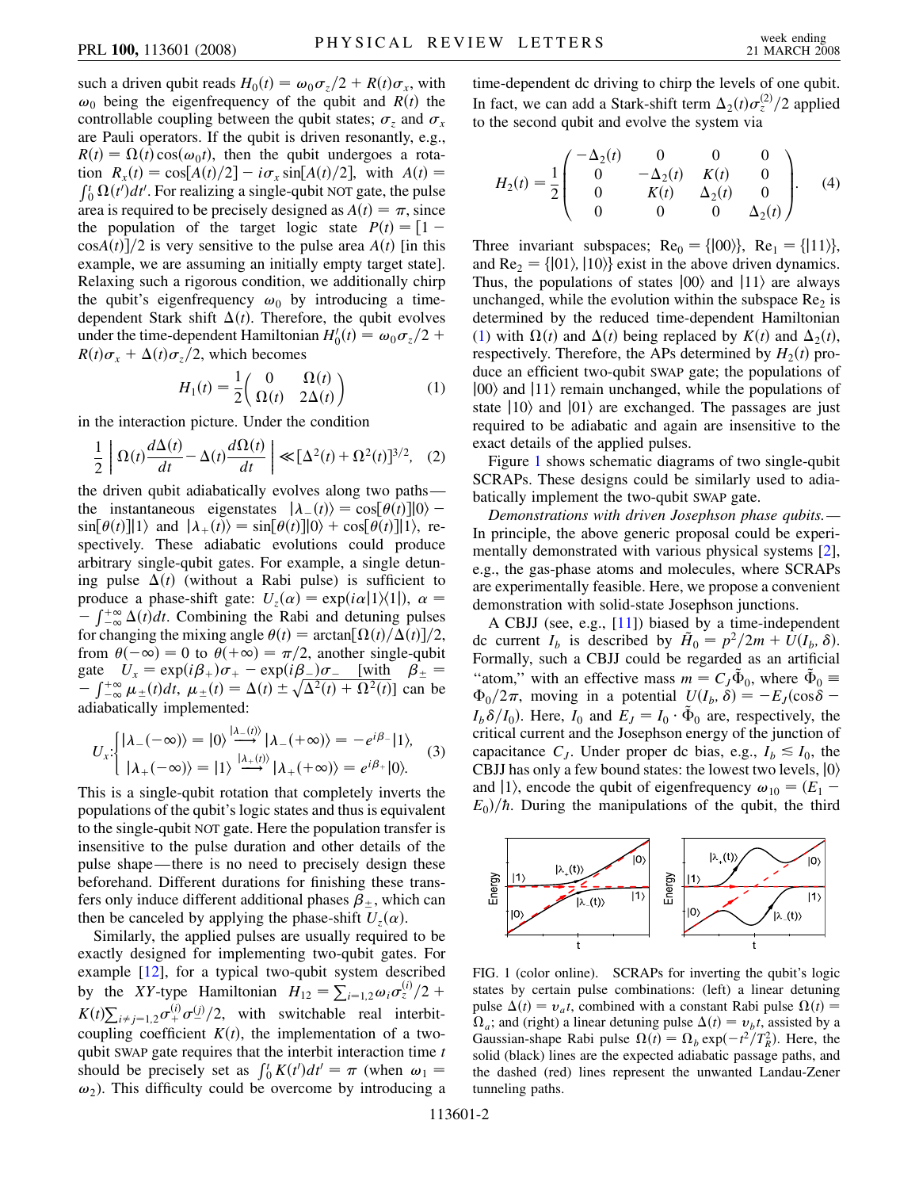such a driven qubit reads $H_0(t) = \omega_0\sigma_z/2 + R(t)\sigma_x$, with $\omega_0$ being the eigenfrequency of the qubit and $R(t)$ the controllable coupling between the qubit states; $\sigma_z$ and $\sigma_x$ are Pauli operators. If the qubit is driven resonantly, e.g., $R(t) = \Omega(t)\cos(\omega_0 t)$, then the qubit undergoes a rotation $R_x(t) = \cos[A(t)/2] - i\sigma_x \sin[A(t)/2]$, with $A(t) = \int_0^t \Omega(t')dt'$. For realizing a single-qubit NOT gate, the pulse area is required to be precisely designed as $A(t) = \pi$, since the population of the target logic state $P(t) = [1 - \cos A(t)]/2$ is very sensitive to the pulse area $A(t)$ [in this example, we are assuming an initially empty target state]. Relaxing such a rigorous condition, we additionally chirp the qubit's eigenfrequency $\omega_0$ by introducing a time-dependent Stark shift $\Delta(t)$. Therefore, the qubit evolves under the time-dependent Hamiltonian $H_0'(t) = \omega_0\sigma_z/2 + R(t)\sigma_x + \Delta(t)\sigma_z/2$, which becomes

$$H_1(t) = \frac{1}{2}\begin{pmatrix} 0 & \Omega(t) \\ \Omega(t) & 2\Delta(t) \end{pmatrix} \tag{1}$$

in the interaction picture. Under the condition

$$\frac{1}{2}\left|\Omega(t)\frac{d\Delta(t)}{dt} - \Delta(t)\frac{d\Omega(t)}{dt}\right| \ll [\Delta^2(t) + \Omega^2(t)]^{3/2}, \tag{2}$$

the driven qubit adiabatically evolves along two paths—the instantaneous eigenstates $|\lambda_-(t)\rangle = \cos[\theta(t)]|0\rangle - \sin[\theta(t)]|1\rangle$ and $|\lambda_+(t)\rangle = \sin[\theta(t)]|0\rangle + \cos[\theta(t)]|1\rangle$, respectively. These adiabatic evolutions could produce arbitrary single-qubit gates. For example, a single detuning pulse $\Delta(t)$ (without a Rabi pulse) is sufficient to produce a phase-shift gate: $U_z(\alpha) = \exp(i\alpha|1\rangle\langle 1|)$, $\alpha = -\int_{-\infty}^{+\infty}\Delta(t)dt$. Combining the Rabi and detuning pulses for changing the mixing angle $\theta(t) = \arctan[\Omega(t)/\Delta(t)]/2$, from $\theta(-\infty) = 0$ to $\theta(+\infty) = \pi/2$, another single-qubit gate $U_x = \exp(i\beta_+)\sigma_+ - \exp(i\beta_-)\sigma_-$ [with $\beta_\pm = -\int_{-\infty}^{+\infty}\mu_\pm(t)dt$, $\mu_\pm(t) = \Delta(t) \pm \sqrt{\Delta^2(t) + \Omega^2(t)}$] can be adiabatically implemented:

$$U_x: \begin{cases} |\lambda_-(-\infty)\rangle = |0\rangle \xrightarrow{|\lambda_-(t)\rangle} |\lambda_-(+\infty)\rangle = -e^{i\beta_-}|1\rangle, \\ |\lambda_+(-\infty)\rangle = |1\rangle \xrightarrow{|\lambda_+(t)\rangle} |\lambda_+(+\infty)\rangle = e^{i\beta_+}|0\rangle. \end{cases} \tag{3}$$

This is a single-qubit rotation that completely inverts the populations of the qubit's logic states and thus is equivalent to the single-qubit NOT gate. Here the population transfer is insensitive to the pulse duration and other details of the pulse shape—there is no need to precisely design these beforehand. Different durations for finishing these transfers only induce different additional phases $\beta_\pm$, which can then be canceled by applying the phase-shift $U_z(\alpha)$.

Similarly, the applied pulses are usually required to be exactly designed for implementing two-qubit gates. For example [12], for a typical two-qubit system described by the $XY$-type Hamiltonian $H_{12} = \sum_{i=1,2}\omega_i\sigma_z^{(i)}/2 + K(t)\sum_{i\neq j=1,2}\sigma_+^{(i)}\sigma_-^{(j)}/2$, with switchable real interbit-coupling coefficient $K(t)$, the implementation of a two-qubit SWAP gate requires that the interbit interaction time $t$ should be precisely set as $\int_0^t K(t')dt' = \pi$ (when $\omega_1 = \omega_2$). This difficulty could be overcome by introducing a time-dependent dc driving to chirp the levels of one qubit. In fact, we can add a Stark-shift term $\Delta_2(t)\sigma_z^{(2)}/2$ applied to the second qubit and evolve the system via

$$H_2(t) = \frac{1}{2}\begin{pmatrix} -\Delta_2(t) & 0 & 0 & 0 \\ 0 & -\Delta_2(t) & K(t) & 0 \\ 0 & K(t) & \Delta_2(t) & 0 \\ 0 & 0 & 0 & \Delta_2(t) \end{pmatrix}. \tag{4}$$

Three invariant subspaces; $\mathrm{Re}_0 = \{|00\rangle\}$, $\mathrm{Re}_1 = \{|11\rangle\}$, and $\mathrm{Re}_2 = \{|01\rangle, |10\rangle\}$ exist in the above driven dynamics. Thus, the populations of states $|00\rangle$ and $|11\rangle$ are always unchanged, while the evolution within the subspace $\mathrm{Re}_2$ is determined by the reduced time-dependent Hamiltonian (1) with $\Omega(t)$ and $\Delta(t)$ being replaced by $K(t)$ and $\Delta_2(t)$, respectively. Therefore, the APs determined by $H_2(t)$ produce an efficient two-qubit SWAP gate; the populations of $|00\rangle$ and $|11\rangle$ remain unchanged, while the populations of state $|10\rangle$ and $|01\rangle$ are exchanged. The passages are just required to be adiabatic and again are insensitive to the exact details of the applied pulses.

Figure 1 shows schematic diagrams of two single-qubit SCRAPs. These designs could be similarly used to adiabatically implement the two-qubit SWAP gate.

*Demonstrations with driven Josephson phase qubits.*— In principle, the above generic proposal could be experimentally demonstrated with various physical systems [2], e.g., the gas-phase atoms and molecules, where SCRAPs are experimentally feasible. Here, we propose a convenient demonstration with solid-state Josephson junctions.

A CBJJ (see, e.g., [11]) biased by a time-independent dc current $I_b$ is described by $\tilde{H}_0 = p^2/2m + U(I_b, \delta)$. Formally, such a CBJJ could be regarded as an artificial "atom," with an effective mass $m = C_J\tilde{\Phi}_0$, where $\tilde{\Phi}_0 \equiv \Phi_0/2\pi$, moving in a potential $U(I_b, \delta) = -E_J(\cos\delta - I_b\delta/I_0)$. Here, $I_0$ and $E_J = I_0 \cdot \tilde{\Phi}_0$ are, respectively, the critical current and the Josephson energy of the junction of capacitance $C_J$. Under proper dc bias, e.g., $I_b \lesssim I_0$, the CBJJ has only a few bound states: the lowest two levels, $|0\rangle$ and $|1\rangle$, encode the qubit of eigenfrequency $\omega_{10} = (E_1 - E_0)/\hbar$. During the manipulations of the qubit, the third

FIG. 1 (color online). SCRAPs for inverting the qubit's logic states by certain pulse combinations: (left) a linear detuning pulse $\Delta(t) = v_a t$, combined with a constant Rabi pulse $\Omega(t) = \Omega_a$; and (right) a linear detuning pulse $\Delta(t) = v_b t$, assisted by a Gaussian-shape Rabi pulse $\Omega(t) = \Omega_b \exp(-t^2/T_R^2)$. Here, the solid (black) lines are the expected adiabatic passage paths, and the dashed (red) lines represent the unwanted Landau-Zener tunneling paths.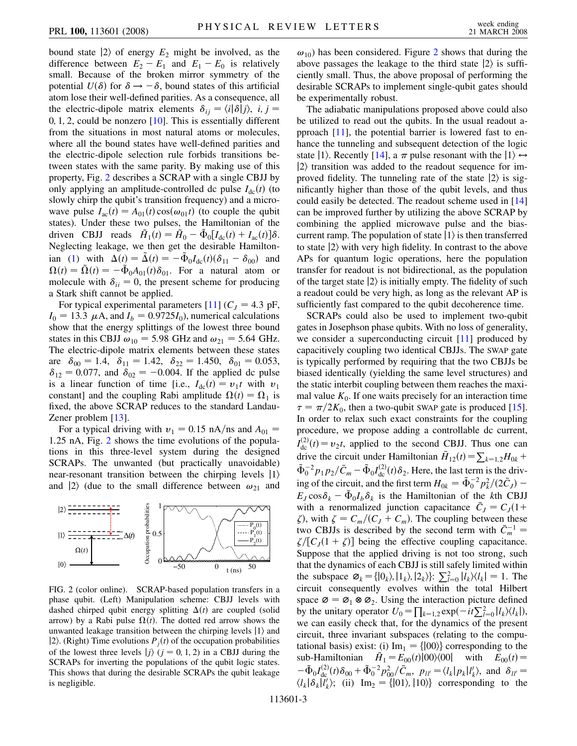bound state $|2\rangle$ of energy $E_2$ might be involved, as the difference between $E_2 - E_1$ and $E_1 - E_0$ is relatively small. Because of the broken mirror symmetry of the potential $U(\delta)$ for $\delta \to -\delta$, bound states of this artificial atom lose their well-defined parities. As a consequence, all the electric-dipole matrix elements $\delta_{ij} = \langle i|\delta|j\rangle$, $i, j = 0, 1, 2$, could be nonzero [10]. This is essentially different from the situations in most natural atoms or molecules, where all the bound states have well-defined parities and the electric-dipole selection rule forbids transitions between states with the same parity. By making use of this property, Fig. 2 describes a SCRAP with a single CBJJ by only applying an amplitude-controlled dc pulse $I_{\rm dc}(t)$ (to slowly chirp the qubit's transition frequency) and a microwave pulse $I_{\rm ac}(t) = A_{01}(t)\cos(\omega_{01}t)$ (to couple the qubit states). Under these two pulses, the Hamiltonian of the driven CBJJ reads $\tilde{H}_1(t) = \tilde{H}_0 - \tilde{\Phi}_0[I_{\rm dc}(t) + I_{\rm ac}(t)]\delta$. Neglecting leakage, we then get the desirable Hamiltonian (1) with $\Delta(t) = \tilde{\Delta}(t) = -\tilde{\Phi}_0 I_{\rm dc}(t)(\delta_{11} - \delta_{00})$ and $\Omega(t) = \tilde{\Omega}(t) = -\tilde{\Phi}_0 A_{01}(t)\delta_{01}$. For a natural atom or molecule with $\delta_{ii} = 0$, the present scheme for producing a Stark shift cannot be applied.

For typical experimental parameters [11] ($C_J = 4.3$ pF, $I_0 = 13.3\ \mu$A, and $I_b = 0.9725 I_0$), numerical calculations show that the energy splittings of the lowest three bound states in this CBJJ $\omega_{10} = 5.98$ GHz and $\omega_{21} = 5.64$ GHz. The electric-dipole matrix elements between these states are $\delta_{00} = 1.4$, $\delta_{11} = 1.42$, $\delta_{22} = 1.450$, $\delta_{01} = 0.053$, $\delta_{12} = 0.077$, and $\delta_{02} = -0.004$. If the applied dc pulse is a linear function of time [i.e., $I_{\rm dc}(t) = v_1 t$ with $v_1$ constant] and the coupling Rabi amplitude $\Omega(t) = \Omega_1$ is fixed, the above SCRAP reduces to the standard Landau-Zener problem [13].

For a typical driving with $v_1 = 0.15$ nA/ns and $A_{01} = 1.25$ nA, Fig. 2 shows the time evolutions of the populations in this three-level system during the designed SCRAPs. The unwanted (but practically unavoidable) near-resonant transition between the chirping levels $|1\rangle$ and $|2\rangle$ (due to the small difference between $\omega_{21}$ and $\omega_{10}$) has been considered. Figure 2 shows that during the above passages the leakage to the third state $|2\rangle$ is sufficiently small. Thus, the above proposal of performing the desirable SCRAPs to implement single-qubit gates should be experimentally robust.

FIG. 2 (color online). SCRAP-based population transfers in a phase qubit. (Left) Manipulation scheme: CBJJ levels with dashed chirped qubit energy splitting $\Delta(t)$ are coupled (solid arrow) by a Rabi pulse $\Omega(t)$. The dotted red arrow shows the unwanted leakage transition between the chirping levels $|1\rangle$ and $|2\rangle$. (Right) Time evolutions $P_j(t)$ of the occupation probabilities of the lowest three levels $|j\rangle$ ($j = 0, 1, 2$) in a CBJJ during the SCRAPs for inverting the populations of the qubit logic states. This shows that during the desirable SCRAPs the qubit leakage is negligible.

The adiabatic manipulations proposed above could also be utilized to read out the qubits. In the usual readout approach [11], the potential barrier is lowered fast to enhance the tunneling and subsequent detection of the logic state $|1\rangle$. Recently [14], a $\pi$ pulse resonant with the $|1\rangle \leftrightarrow |2\rangle$ transition was added to the readout sequence for improved fidelity. The tunneling rate of the state $|2\rangle$ is significantly higher than those of the qubit levels, and thus could easily be detected. The readout scheme used in [14] can be improved further by utilizing the above SCRAP by combining the applied microwave pulse and the bias-current ramp. The population of state $|1\rangle$ is then transferred to state $|2\rangle$ with very high fidelity. In contrast to the above APs for quantum logic operations, here the population transfer for readout is not bidirectional, as the population of the target state $|2\rangle$ is initially empty. The fidelity of such a readout could be very high, as long as the relevant AP is sufficiently fast compared to the qubit decoherence time.

SCRAPs could also be used to implement two-qubit gates in Josephson phase qubits. With no loss of generality, we consider a superconducting circuit [11] produced by capacitively coupling two identical CBJJs. The SWAP gate is typically performed by requiring that the two CBJJs be biased identically (yielding the same level structures) and the static interbit coupling between them reaches the maximal value $K_0$. If one waits precisely for an interaction time $\tau = \pi/2K_0$, then a two-qubit SWAP gate is produced [15]. In order to relax such exact constraints for the coupling procedure, we propose adding a controllable dc current, $I_{\rm dc}^{(2)}(t) = v_2 t$, applied to the second CBJJ. Thus one can drive the circuit under Hamiltonian $\tilde{H}_{12}(t) = \sum_{k=1,2} H_{0k} + \tilde{\Phi}_0^{-2} p_1 p_2/\bar{C}_m - \tilde{\Phi}_0 I_{\rm dc}^{(2)}(t)\delta_2$. Here, the last term is the driving of the circuit, and the first term $H_{0k} = \tilde{\Phi}_0^{-2} p_k^2/(2\bar{C}_J) - E_J\cos\delta_k - \tilde{\Phi}_0 I_b \delta_k$ is the Hamiltonian of the $k$th CBJJ with a renormalized junction capacitance $\bar{C}_J = C_J(1+\zeta)$, with $\zeta = C_m/(C_J + C_m)$. The coupling between these two CBJJs is described by the second term with $\bar{C}_m^{-1} = \zeta/[C_J(1+\zeta)]$ being the effective coupling capacitance. Suppose that the applied driving is not too strong, such that the dynamics of each CBJJ is still safely limited within the subspace $\varnothing_k = \{|0_k\rangle, |1_k\rangle, |2_k\rangle\}$: $\sum_{l=0}^{2} |l_k\rangle\langle l_k| = 1$. The circuit consequently evolves within the total Hilbert space $\varnothing = \varnothing_1 \otimes \varnothing_2$. Using the interaction picture defined by the unitary operator $U_0 = \prod_{k=1,2}\exp(-it\sum_{l=0}^{2}|l_k\rangle\langle l_k|)$, we can easily check that, for the dynamics of the present circuit, three invariant subspaces (relating to the computational basis) exist: (i) $\mathrm{Im}_1 = \{|00\rangle\}$ corresponding to the sub-Hamiltonian $\bar{H}_1 = E_{00}(t)|00\rangle\langle 00|$ with $E_{00}(t) = -\tilde{\Phi}_0 I_{\rm dc}^{(2)}(t)\delta_{00} + \tilde{\Phi}_0^{-2} p_{00}^2/\bar{C}_m$, $p_{ll'} = \langle l_k|p_k|l'_k\rangle$, and $\delta_{ll'} = \langle l_k|\delta_k|l'_k\rangle$; (ii) $\mathrm{Im}_2 = \{|01\rangle, |10\rangle\}$ corresponding to the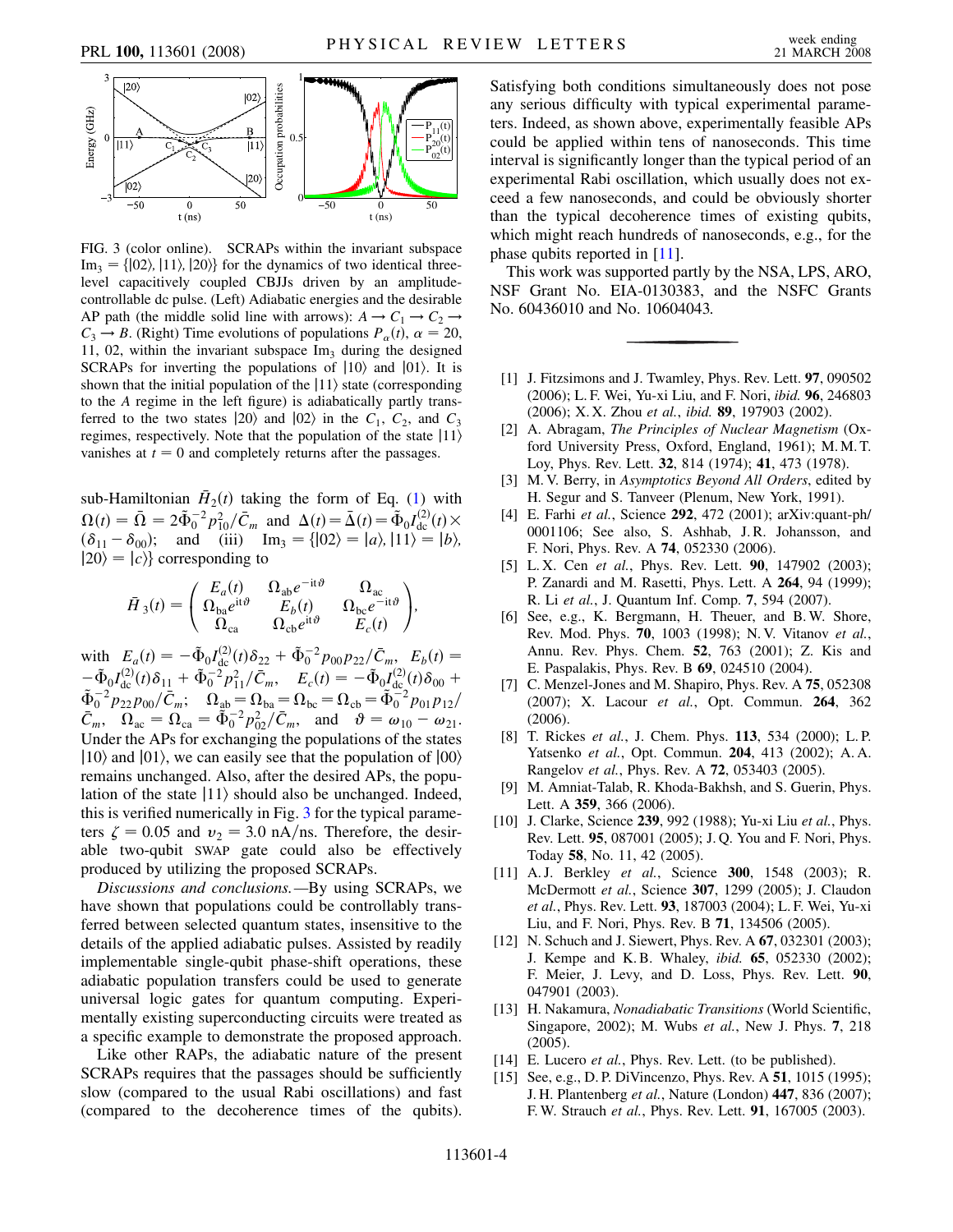3

|20⟩

|02⟩

Energy (GHz)

0

A

B

|11⟩

$C_1$

$C_3$

|11⟩

$C_2$

|20⟩

|02⟩

−3

−50

0

50

t (ns)

1

Occupation probabilities

0.5

$P_{11}(t)$

$P_{20}(t)$

$P_{02}(t)$

0

−50

0

50

t (ns)

FIG. 3 (color online). SCRAPs within the invariant subspace $\mathrm{Im}_3 = \{|02\rangle, |11\rangle, |20\rangle\}$ for the dynamics of two identical three-level capacitively coupled CBJJs driven by an amplitude-controllable dc pulse. (Left) Adiabatic energies and the desirable AP path (the middle solid line with arrows): $A \to C_1 \to C_2 \to C_3 \to B$. (Right) Time evolutions of populations $P_\alpha(t)$, $\alpha = 20$, 11, 02, within the invariant subspace $\mathrm{Im}_3$ during the designed SCRAPs for inverting the populations of $|10\rangle$ and $|01\rangle$. It is shown that the initial population of the $|11\rangle$ state (corresponding to the $A$ regime in the left figure) is adiabatically partly transferred to the two states $|20\rangle$ and $|02\rangle$ in the $C_1$, $C_2$, and $C_3$ regimes, respectively. Note that the population of the state $|11\rangle$ vanishes at $t = 0$ and completely returns after the passages.

sub-Hamiltonian $\bar{H}_2(t)$ taking the form of Eq. (1) with $\Omega(t) = \bar{\Omega} = 2\tilde{\Phi}_0^{-2} p_{10}^2/\bar{C}_m$ and $\Delta(t) = \bar{\Delta}(t) = \tilde{\Phi}_0 I_{dc}^{(2)}(t) \times (\delta_{11} - \delta_{00})$; and (iii) $\mathrm{Im}_3 = \{|02\rangle = |a\rangle, |11\rangle = |b\rangle, |20\rangle = |c\rangle\}$ corresponding to

$$\bar{H}_3(t) = \begin{pmatrix} E_a(t) & \Omega_{ab} e^{-it\vartheta} & \Omega_{ac} \\ \Omega_{ba} e^{it\vartheta} & E_b(t) & \Omega_{bc} e^{-it\vartheta} \\ \Omega_{ca} & \Omega_{cb} e^{it\vartheta} & E_c(t) \end{pmatrix},$$

with $E_a(t) = -\tilde{\Phi}_0 I_{dc}^{(2)}(t)\delta_{22} + \tilde{\Phi}_0^{-2} p_{00} p_{22}/\bar{C}_m$, $E_b(t) = -\tilde{\Phi}_0 I_{dc}^{(2)}(t)\delta_{11} + \tilde{\Phi}_0^{-2} p_{11}^2/\bar{C}_m$, $E_c(t) = -\tilde{\Phi}_0 I_{dc}^{(2)}(t)\delta_{00} + \tilde{\Phi}_0^{-2} p_{22} p_{00}/\bar{C}_m$; $\Omega_{ab} = \Omega_{ba} = \Omega_{bc} = \Omega_{cb} = \tilde{\Phi}_0^{-2} p_{01} p_{12}/\bar{C}_m$, $\Omega_{ac} = \Omega_{ca} = \tilde{\Phi}_0^{-2} p_{02}^2/\bar{C}_m$, and $\vartheta = \omega_{10} - \omega_{21}$. Under the APs for exchanging the populations of the states $|10\rangle$ and $|01\rangle$, we can easily see that the population of $|00\rangle$ remains unchanged. Also, after the desired APs, the population of the state $|11\rangle$ should also be unchanged. Indeed, this is verified numerically in Fig. 3 for the typical parameters $\zeta = 0.05$ and $v_2 = 3.0$ nA/ns. Therefore, the desirable two-qubit SWAP gate could also be effectively produced by utilizing the proposed SCRAPs.

*Discussions and conclusions.*—By using SCRAPs, we have shown that populations could be controllably transferred between selected quantum states, insensitive to the details of the applied adiabatic pulses. Assisted by readily implementable single-qubit phase-shift operations, these adiabatic population transfers could be used to generate universal logic gates for quantum computing. Experimentally existing superconducting circuits were treated as a specific example to demonstrate the proposed approach.

Like other RAPs, the adiabatic nature of the present SCRAPs requires that the passages should be sufficiently slow (compared to the usual Rabi oscillations) and fast (compared to the decoherence times of the qubits). Satisfying both conditions simultaneously does not pose any serious difficulty with typical experimental parameters. Indeed, as shown above, experimentally feasible APs could be applied within tens of nanoseconds. This time interval is significantly longer than the typical period of an experimental Rabi oscillation, which usually does not exceed a few nanoseconds, and could be obviously shorter than the typical decoherence times of existing qubits, which might reach hundreds of nanoseconds, e.g., for the phase qubits reported in [11].

This work was supported partly by the NSA, LPS, ARO, NSF Grant No. EIA-0130383, and the NSFC Grants No. 60436010 and No. 10604043.

[1] J. Fitzsimons and J. Twamley, Phys. Rev. Lett. **97**, 090502 (2006); L. F. Wei, Yu-xi Liu, and F. Nori, *ibid.* **96**, 246803 (2006); X. X. Zhou *et al.*, *ibid.* **89**, 197903 (2002).

[2] A. Abragam, *The Principles of Nuclear Magnetism* (Oxford University Press, Oxford, England, 1961); M. M. T. Loy, Phys. Rev. Lett. **32**, 814 (1974); **41**, 473 (1978).

[3] M. V. Berry, in *Asymptotics Beyond All Orders*, edited by H. Segur and S. Tanveer (Plenum, New York, 1991).

[4] E. Farhi *et al.*, Science **292**, 472 (2001); arXiv:quant-ph/0001106; See also, S. Ashhab, J. R. Johansson, and F. Nori, Phys. Rev. A **74**, 052330 (2006).

[5] L. X. Cen *et al.*, Phys. Rev. Lett. **90**, 147902 (2003); P. Zanardi and M. Rasetti, Phys. Lett. A **264**, 94 (1999); R. Li *et al.*, J. Quantum Inf. Comp. **7**, 594 (2007).

[6] See, e.g., K. Bergmann, H. Theuer, and B. W. Shore, Rev. Mod. Phys. **70**, 1003 (1998); N. V. Vitanov *et al.*, Annu. Rev. Phys. Chem. **52**, 763 (2001); Z. Kis and E. Paspalakis, Phys. Rev. B **69**, 024510 (2004).

[7] C. Menzel-Jones and M. Shapiro, Phys. Rev. A **75**, 052308 (2007); X. Lacour *et al.*, Opt. Commun. **264**, 362 (2006).

[8] T. Rickes *et al.*, J. Chem. Phys. **113**, 534 (2000); L. P. Yatsenko *et al.*, Opt. Commun. **204**, 413 (2002); A. A. Rangelov *et al.*, Phys. Rev. A **72**, 053403 (2005).

[9] M. Amniat-Talab, R. Khoda-Bakhsh, and S. Guerin, Phys. Lett. A **359**, 366 (2006).

[10] J. Clarke, Science **239**, 992 (1988); Yu-xi Liu *et al.*, Phys. Rev. Lett. **95**, 087001 (2005); J. Q. You and F. Nori, Phys. Today **58**, No. 11, 42 (2005).

[11] A. J. Berkley *et al.*, Science **300**, 1548 (2003); R. McDermott *et al.*, Science **307**, 1299 (2005); J. Claudon *et al.*, Phys. Rev. Lett. **93**, 187003 (2004); L. F. Wei, Yu-xi Liu, and F. Nori, Phys. Rev. B **71**, 134506 (2005).

[12] N. Schuch and J. Siewert, Phys. Rev. A **67**, 032301 (2003); J. Kempe and K. B. Whaley, *ibid.* **65**, 052330 (2002); F. Meier, J. Levy, and D. Loss, Phys. Rev. Lett. **90**, 047901 (2003).

[13] H. Nakamura, *Nonadiabatic Transitions* (World Scientific, Singapore, 2002); M. Wubs *et al.*, New J. Phys. **7**, 218 (2005).

[14] E. Lucero *et al.*, Phys. Rev. Lett. (to be published).

[15] See, e.g., D. P. DiVincenzo, Phys. Rev. A **51**, 1015 (1995); J. H. Plantenberg *et al.*, Nature (London) **447**, 836 (2007); F. W. Strauch *et al.*, Phys. Rev. Lett. **91**, 167005 (2003).